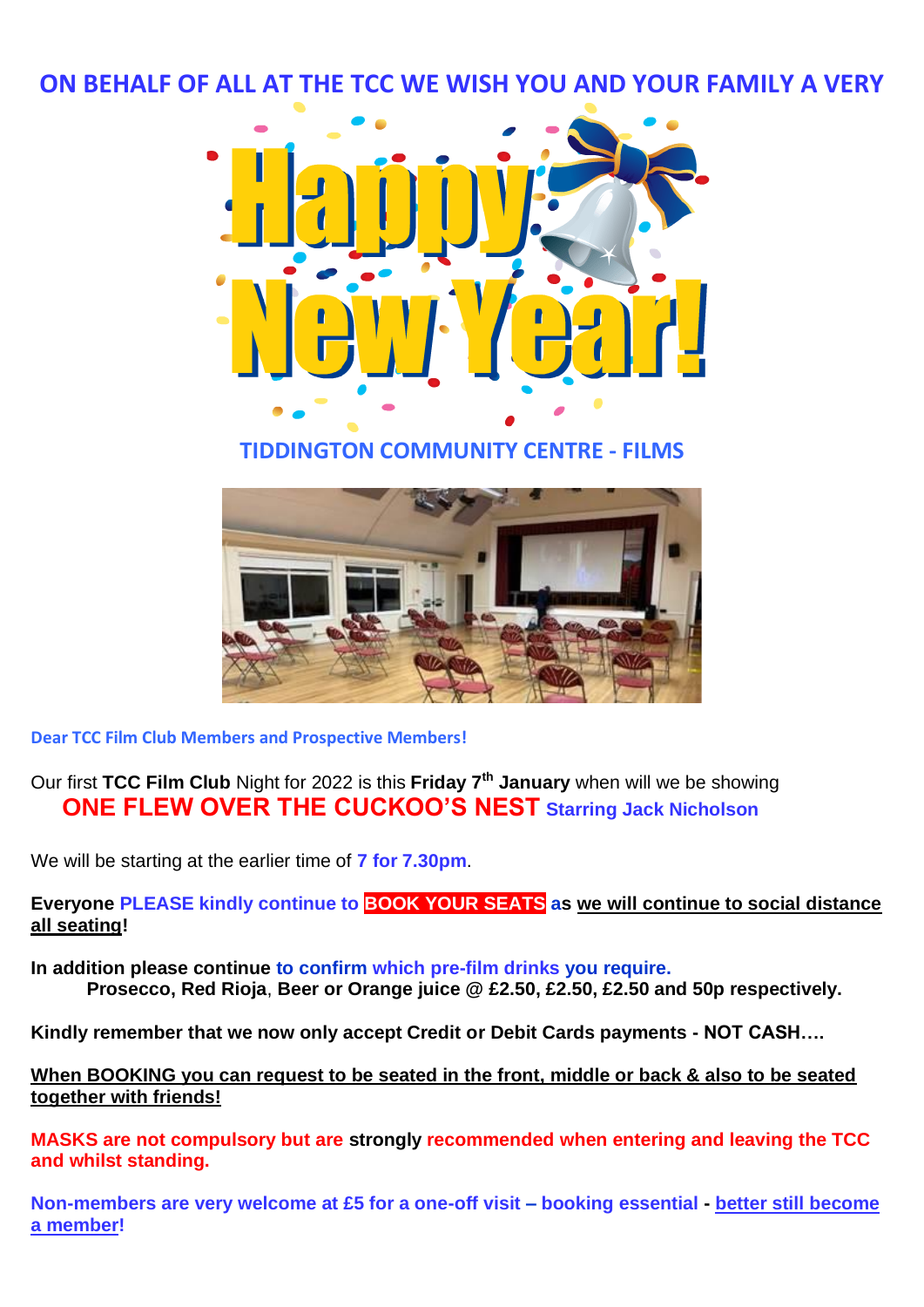## ON BEHALF OF ALL AT THE TCC WE WISH YOU AND YOUR FAMILY A VERY

# Happy New Year!

## TIDDINGTON COMMUNITY CENTRE - FILMS

**Dear TCC Film Club Members and Prospective Members!**

Our first **TCC Film Club** Night for 2022 is this **Friday 7th January** when will we be showing
**ONE FLEW OVER THE CUCKOO'S NEST** **Starring Jack Nicholson**

We will be starting at the earlier time of **7 for 7.30pm**.

**Everyone PLEASE kindly continue to BOOK YOUR SEATS as we will continue to social distance all seating!**

**In addition please continue to confirm which pre-film drinks you require.**
**Prosecco, Red Rioja**, **Beer or Orange juice @ £2.50, £2.50, £2.50 and 50p respectively.**

**Kindly remember that we now only accept Credit or Debit Cards payments - NOT CASH….**

**When BOOKING you can request to be seated in the front, middle or back & also to be seated together with friends!**

**MASKS are not compulsory but are strongly recommended when entering and leaving the TCC and whilst standing.**

**Non-members are very welcome at £5 for a one-off visit – booking essential - better still become a member!**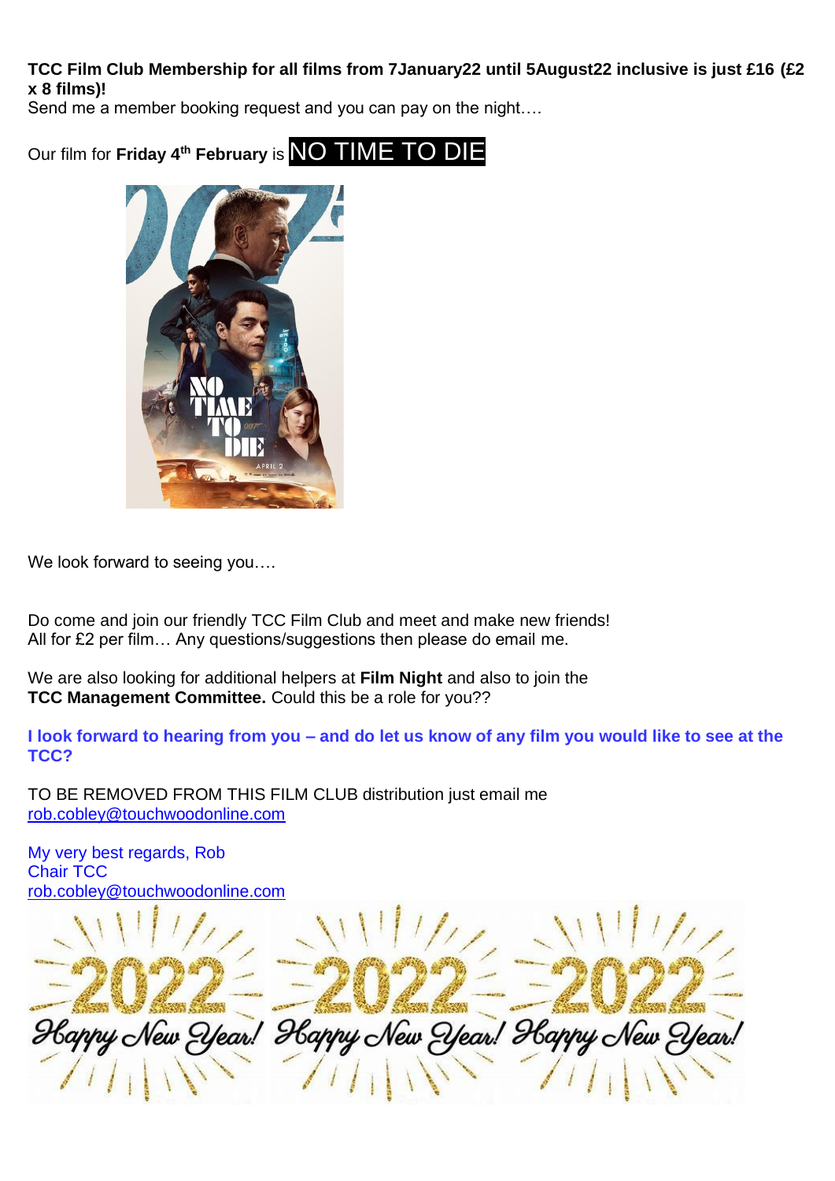**TCC Film Club Membership for all films from 7January22 until 5August22 inclusive is just £16 (£2 x 8 films)!**
Send me a member booking request and you can pay on the night….

Our film for **Friday 4th February** is NO TIME TO DIE

We look forward to seeing you….

Do come and join our friendly TCC Film Club and meet and make new friends!
All for £2 per film… Any questions/suggestions then please do email me.

We are also looking for additional helpers at **Film Night** and also to join the **TCC Management Committee.** Could this be a role for you??

**I look forward to hearing from you – and do let us know of any film you would like to see at the TCC?**

TO BE REMOVED FROM THIS FILM CLUB distribution just email me
rob.cobley@touchwoodonline.com

My very best regards, Rob
Chair TCC
rob.cobley@touchwoodonline.com